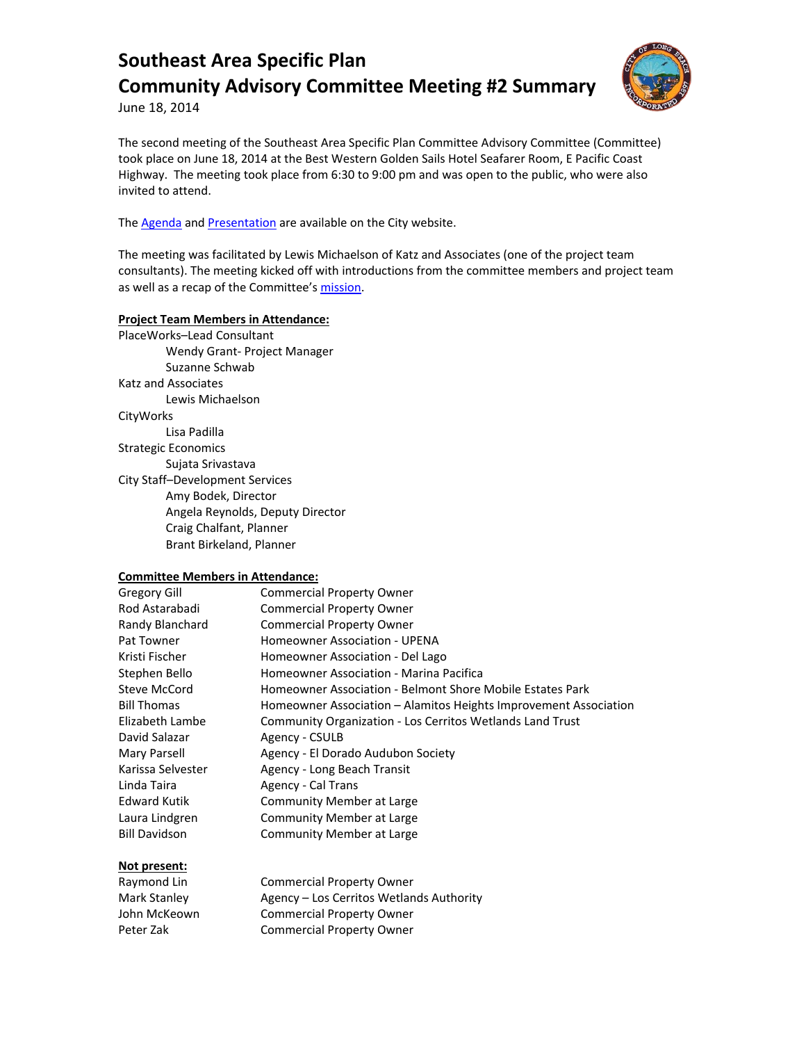# Southeast Area Specific Plan
# Community Advisory Committee Meeting #2 Summary

June 18, 2014

The second meeting of the Southeast Area Specific Plan Committee Advisory Committee (Committee) took place on June 18, 2014 at the Best Western Golden Sails Hotel Seafarer Room, E Pacific Coast Highway. The meeting took place from 6:30 to 9:00 pm and was open to the public, who were also invited to attend.

The Agenda and Presentation are available on the City website.

The meeting was facilitated by Lewis Michaelson of Katz and Associates (one of the project team consultants). The meeting kicked off with introductions from the committee members and project team as well as a recap of the Committee's mission.

**Project Team Members in Attendance:**

PlaceWorks–Lead Consultant
- Wendy Grant- Project Manager
- Suzanne Schwab

Katz and Associates
- Lewis Michaelson

CityWorks
- Lisa Padilla

Strategic Economics
- Sujata Srivastava

City Staff–Development Services
- Amy Bodek, Director
- Angela Reynolds, Deputy Director
- Craig Chalfant, Planner
- Brant Birkeland, Planner

**Committee Members in Attendance:**

| | |
|---|---|
| Gregory Gill | Commercial Property Owner |
| Rod Astarabadi | Commercial Property Owner |
| Randy Blanchard | Commercial Property Owner |
| Pat Towner | Homeowner Association - UPENA |
| Kristi Fischer | Homeowner Association - Del Lago |
| Stephen Bello | Homeowner Association - Marina Pacifica |
| Steve McCord | Homeowner Association - Belmont Shore Mobile Estates Park |
| Bill Thomas | Homeowner Association – Alamitos Heights Improvement Association |
| Elizabeth Lambe | Community Organization - Los Cerritos Wetlands Land Trust |
| David Salazar | Agency - CSULB |
| Mary Parsell | Agency - El Dorado Audubon Society |
| Karissa Selvester | Agency - Long Beach Transit |
| Linda Taira | Agency - Cal Trans |
| Edward Kutik | Community Member at Large |
| Laura Lindgren | Community Member at Large |
| Bill Davidson | Community Member at Large |

**Not present:**

| | |
|---|---|
| Raymond Lin | Commercial Property Owner |
| Mark Stanley | Agency – Los Cerritos Wetlands Authority |
| John McKeown | Commercial Property Owner |
| Peter Zak | Commercial Property Owner |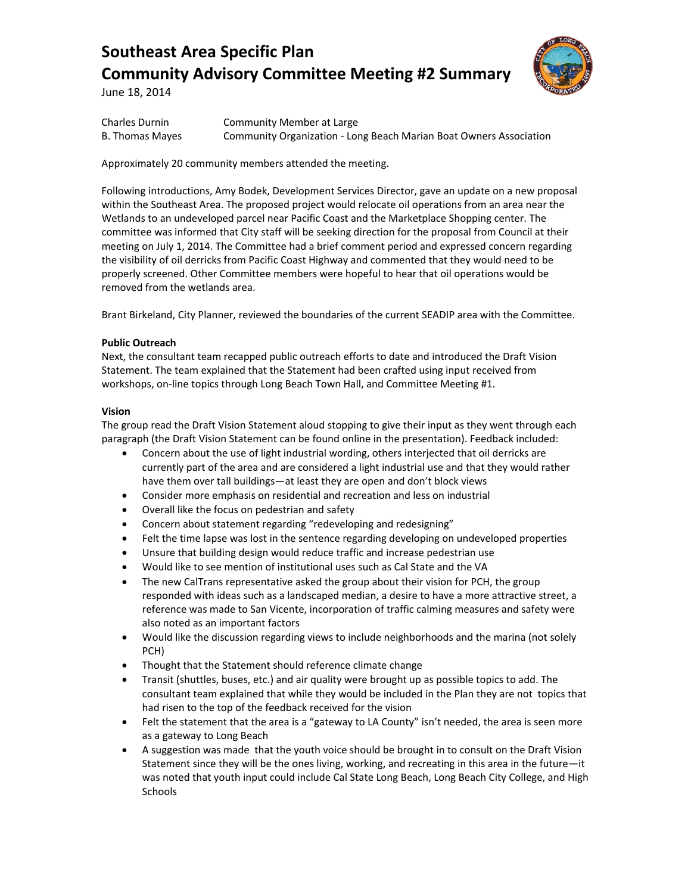# Southeast Area Specific Plan
# Community Advisory Committee Meeting #2 Summary

June 18, 2014

| | |
|---|---|
| Charles Durnin | Community Member at Large |
| B. Thomas Mayes | Community Organization - Long Beach Marian Boat Owners Association |

Approximately 20 community members attended the meeting.

Following introductions, Amy Bodek, Development Services Director, gave an update on a new proposal within the Southeast Area. The proposed project would relocate oil operations from an area near the Wetlands to an undeveloped parcel near Pacific Coast and the Marketplace Shopping center. The committee was informed that City staff will be seeking direction for the proposal from Council at their meeting on July 1, 2014. The Committee had a brief comment period and expressed concern regarding the visibility of oil derricks from Pacific Coast Highway and commented that they would need to be properly screened. Other Committee members were hopeful to hear that oil operations would be removed from the wetlands area.

Brant Birkeland, City Planner, reviewed the boundaries of the current SEADIP area with the Committee.

**Public Outreach**

Next, the consultant team recapped public outreach efforts to date and introduced the Draft Vision Statement. The team explained that the Statement had been crafted using input received from workshops, on-line topics through Long Beach Town Hall, and Committee Meeting #1.

**Vision**

The group read the Draft Vision Statement aloud stopping to give their input as they went through each paragraph (the Draft Vision Statement can be found online in the presentation). Feedback included:

- Concern about the use of light industrial wording, others interjected that oil derricks are currently part of the area and are considered a light industrial use and that they would rather have them over tall buildings—at least they are open and don't block views
- Consider more emphasis on residential and recreation and less on industrial
- Overall like the focus on pedestrian and safety
- Concern about statement regarding "redeveloping and redesigning"
- Felt the time lapse was lost in the sentence regarding developing on undeveloped properties
- Unsure that building design would reduce traffic and increase pedestrian use
- Would like to see mention of institutional uses such as Cal State and the VA
- The new CalTrans representative asked the group about their vision for PCH, the group responded with ideas such as a landscaped median, a desire to have a more attractive street, a reference was made to San Vicente, incorporation of traffic calming measures and safety were also noted as an important factors
- Would like the discussion regarding views to include neighborhoods and the marina (not solely PCH)
- Thought that the Statement should reference climate change
- Transit (shuttles, buses, etc.) and air quality were brought up as possible topics to add. The consultant team explained that while they would be included in the Plan they are not topics that had risen to the top of the feedback received for the vision
- Felt the statement that the area is a "gateway to LA County" isn't needed, the area is seen more as a gateway to Long Beach
- A suggestion was made that the youth voice should be brought in to consult on the Draft Vision Statement since they will be the ones living, working, and recreating in this area in the future—it was noted that youth input could include Cal State Long Beach, Long Beach City College, and High Schools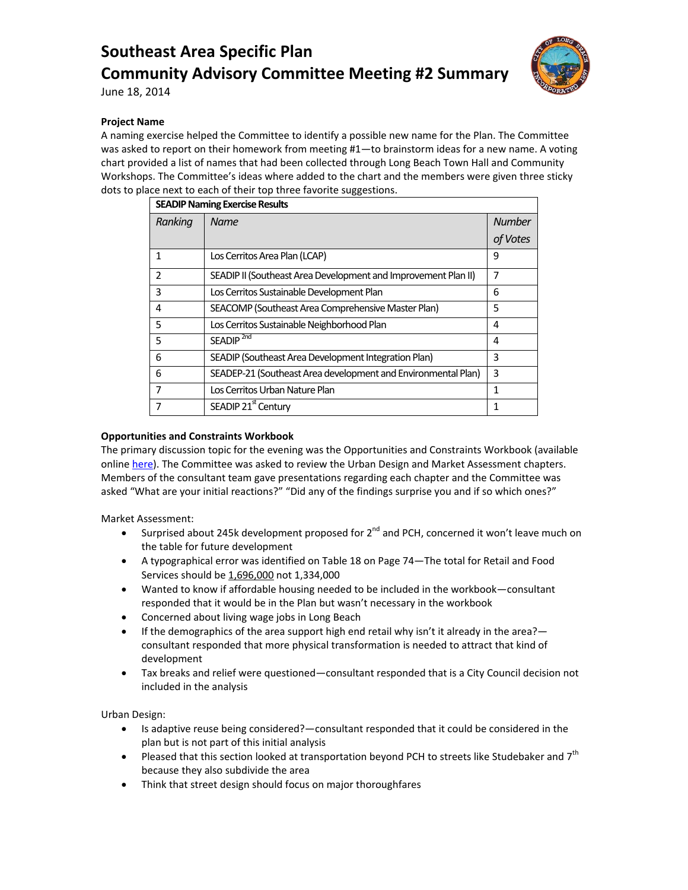# Southeast Area Specific Plan
# Community Advisory Committee Meeting #2 Summary

June 18, 2014

**Project Name**

A naming exercise helped the Committee to identify a possible new name for the Plan. The Committee was asked to report on their homework from meeting #1—to brainstorm ideas for a new name. A voting chart provided a list of names that had been collected through Long Beach Town Hall and Community Workshops. The Committee's ideas where added to the chart and the members were given three sticky dots to place next to each of their top three favorite suggestions.

| **SEADIP Naming Exercise Results** | | |
|---|---|---|
| *Ranking* | *Name* | *Number of Votes* |
| 1 | Los Cerritos Area Plan (LCAP) | 9 |
| 2 | SEADIP II (Southeast Area Development and Improvement Plan II) | 7 |
| 3 | Los Cerritos Sustainable Development Plan | 6 |
| 4 | SEACOMP (Southeast Area Comprehensive Master Plan) | 5 |
| 5 | Los Cerritos Sustainable Neighborhood Plan | 4 |
| 5 | SEADIP 2nd | 4 |
| 6 | SEADIP (Southeast Area Development Integration Plan) | 3 |
| 6 | SEADEP-21 (Southeast Area development and Environmental Plan) | 3 |
| 7 | Los Cerritos Urban Nature Plan | 1 |
| 7 | SEADIP 21st Century | 1 |

**Opportunities and Constraints Workbook**

The primary discussion topic for the evening was the Opportunities and Constraints Workbook (available online here). The Committee was asked to review the Urban Design and Market Assessment chapters. Members of the consultant team gave presentations regarding each chapter and the Committee was asked "What are your initial reactions?" "Did any of the findings surprise you and if so which ones?"

Market Assessment:

- Surprised about 245k development proposed for 2nd and PCH, concerned it won't leave much on the table for future development
- A typographical error was identified on Table 18 on Page 74—The total for Retail and Food Services should be <u>1,696,000</u> not 1,334,000
- Wanted to know if affordable housing needed to be included in the workbook—consultant responded that it would be in the Plan but wasn't necessary in the workbook
- Concerned about living wage jobs in Long Beach
- If the demographics of the area support high end retail why isn't it already in the area?—consultant responded that more physical transformation is needed to attract that kind of development
- Tax breaks and relief were questioned—consultant responded that is a City Council decision not included in the analysis

Urban Design:

- Is adaptive reuse being considered?—consultant responded that it could be considered in the plan but is not part of this initial analysis
- Pleased that this section looked at transportation beyond PCH to streets like Studebaker and 7th because they also subdivide the area
- Think that street design should focus on major thoroughfares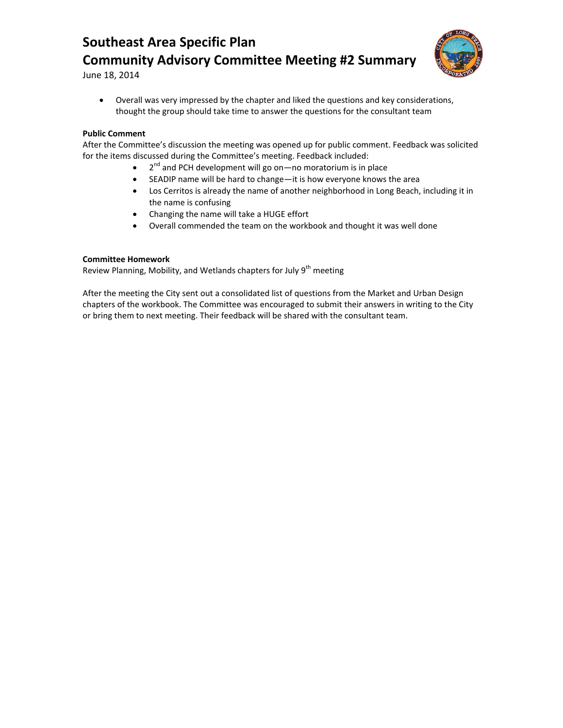- Overall was very impressed by the chapter and liked the questions and key considerations, thought the group should take time to answer the questions for the consultant team

**Public Comment**

After the Committee's discussion the meeting was opened up for public comment. Feedback was solicited for the items discussed during the Committee's meeting. Feedback included:

- 2nd and PCH development will go on—no moratorium is in place
- SEADIP name will be hard to change—it is how everyone knows the area
- Los Cerritos is already the name of another neighborhood in Long Beach, including it in the name is confusing
- Changing the name will take a HUGE effort
- Overall commended the team on the workbook and thought it was well done

**Committee Homework**

Review Planning, Mobility, and Wetlands chapters for July 9th meeting

After the meeting the City sent out a consolidated list of questions from the Market and Urban Design chapters of the workbook. The Committee was encouraged to submit their answers in writing to the City or bring them to next meeting. Their feedback will be shared with the consultant team.